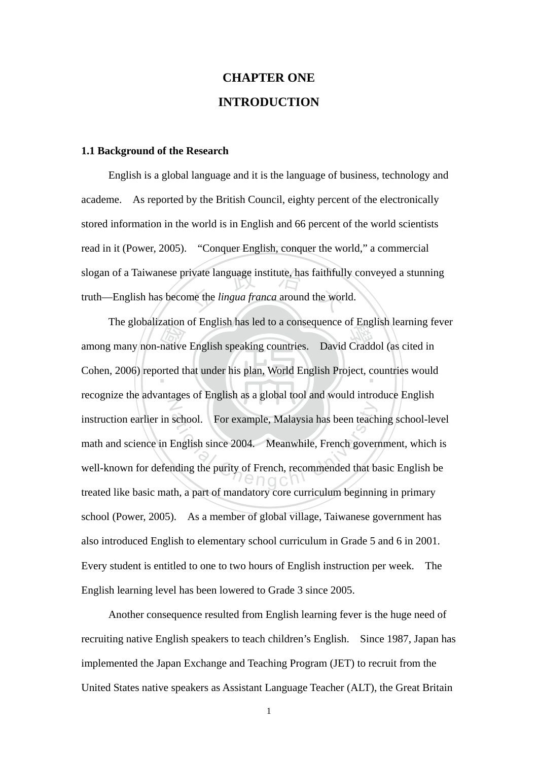# CHAPTER ONE

# INTRODUCTION

## 1.1 Background of the Research

English is a global language and it is the language of business, technology and academe. As reported by the British Council, eighty percent of the electronically stored information in the world is in English and 66 percent of the world scientists read in it (Power, 2005). "Conquer English, conquer the world," a commercial slogan of a Taiwanese private language institute, has faithfully conveyed a stunning truth—English has become the *lingua franca* around the world.

The globalization of English has led to a consequence of English learning fever among many non-native English speaking countries. David Craddol (as cited in Cohen, 2006) reported that under his plan, World English Project, countries would recognize the advantages of English as a global tool and would introduce English instruction earlier in school. For example, Malaysia has been teaching school-level math and science in English since 2004. Meanwhile, French government, which is well-known for defending the purity of French, recommended that basic English be treated like basic math, a part of mandatory core curriculum beginning in primary school (Power, 2005). As a member of global village, Taiwanese government has also introduced English to elementary school curriculum in Grade 5 and 6 in 2001. Every student is entitled to one to two hours of English instruction per week. The English learning level has been lowered to Grade 3 since 2005.

Another consequence resulted from English learning fever is the huge need of recruiting native English speakers to teach children's English. Since 1987, Japan has implemented the Japan Exchange and Teaching Program (JET) to recruit from the United States native speakers as Assistant Language Teacher (ALT), the Great Britain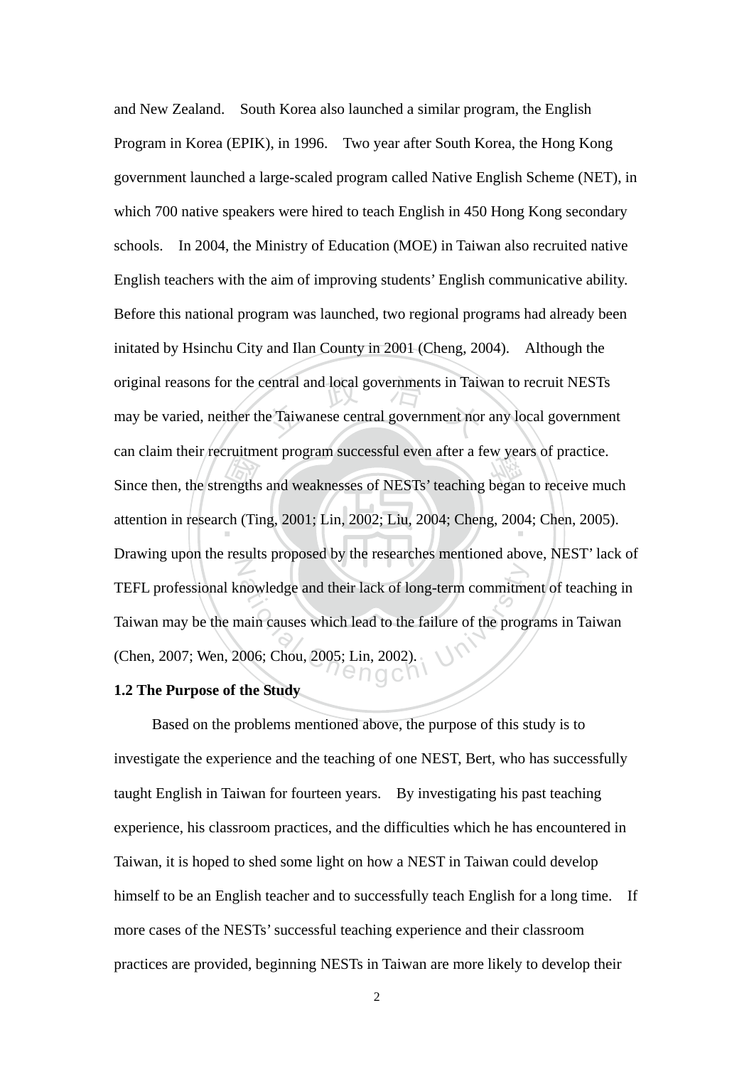and New Zealand. South Korea also launched a similar program, the English Program in Korea (EPIK), in 1996. Two year after South Korea, the Hong Kong government launched a large-scaled program called Native English Scheme (NET), in which 700 native speakers were hired to teach English in 450 Hong Kong secondary schools. In 2004, the Ministry of Education (MOE) in Taiwan also recruited native English teachers with the aim of improving students' English communicative ability. Before this national program was launched, two regional programs had already been initated by Hsinchu City and Ilan County in 2001 (Cheng, 2004). Although the original reasons for the central and local governments in Taiwan to recruit NESTs may be varied, neither the Taiwanese central government nor any local government can claim their recruitment program successful even after a few years of practice. Since then, the strengths and weaknesses of NESTs' teaching began to receive much attention in research (Ting, 2001; Lin, 2002; Liu, 2004; Cheng, 2004; Chen, 2005). Drawing upon the results proposed by the researches mentioned above, NEST' lack of TEFL professional knowledge and their lack of long-term commitment of teaching in Taiwan may be the main causes which lead to the failure of the programs in Taiwan (Chen, 2007; Wen, 2006; Chou, 2005; Lin, 2002).

**1.2 The Purpose of the Study**

Based on the problems mentioned above, the purpose of this study is to investigate the experience and the teaching of one NEST, Bert, who has successfully taught English in Taiwan for fourteen years. By investigating his past teaching experience, his classroom practices, and the difficulties which he has encountered in Taiwan, it is hoped to shed some light on how a NEST in Taiwan could develop himself to be an English teacher and to successfully teach English for a long time. If more cases of the NESTs' successful teaching experience and their classroom practices are provided, beginning NESTs in Taiwan are more likely to develop their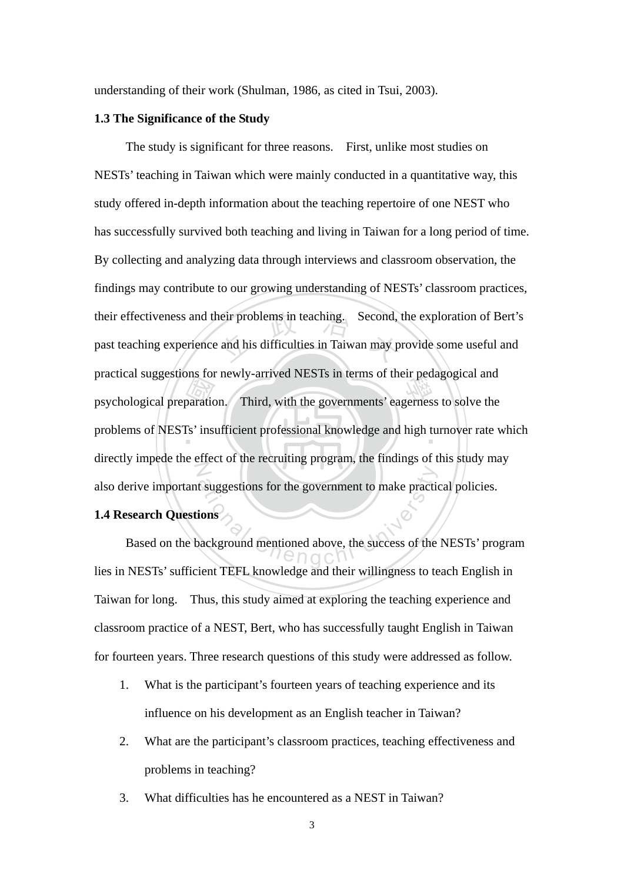understanding of their work (Shulman, 1986, as cited in Tsui, 2003).

**1.3 The Significance of the Study**

The study is significant for three reasons. First, unlike most studies on NESTs' teaching in Taiwan which were mainly conducted in a quantitative way, this study offered in-depth information about the teaching repertoire of one NEST who has successfully survived both teaching and living in Taiwan for a long period of time. By collecting and analyzing data through interviews and classroom observation, the findings may contribute to our growing understanding of NESTs' classroom practices, their effectiveness and their problems in teaching. Second, the exploration of Bert's past teaching experience and his difficulties in Taiwan may provide some useful and practical suggestions for newly-arrived NESTs in terms of their pedagogical and psychological preparation. Third, with the governments' eagerness to solve the problems of NESTs' insufficient professional knowledge and high turnover rate which directly impede the effect of the recruiting program, the findings of this study may also derive important suggestions for the government to make practical policies.

**1.4 Research Questions**

Based on the background mentioned above, the success of the NESTs' program lies in NESTs' sufficient TEFL knowledge and their willingness to teach English in Taiwan for long. Thus, this study aimed at exploring the teaching experience and classroom practice of a NEST, Bert, who has successfully taught English in Taiwan for fourteen years. Three research questions of this study were addressed as follow.

1. What is the participant's fourteen years of teaching experience and its influence on his development as an English teacher in Taiwan?
2. What are the participant's classroom practices, teaching effectiveness and problems in teaching?
3. What difficulties has he encountered as a NEST in Taiwan?